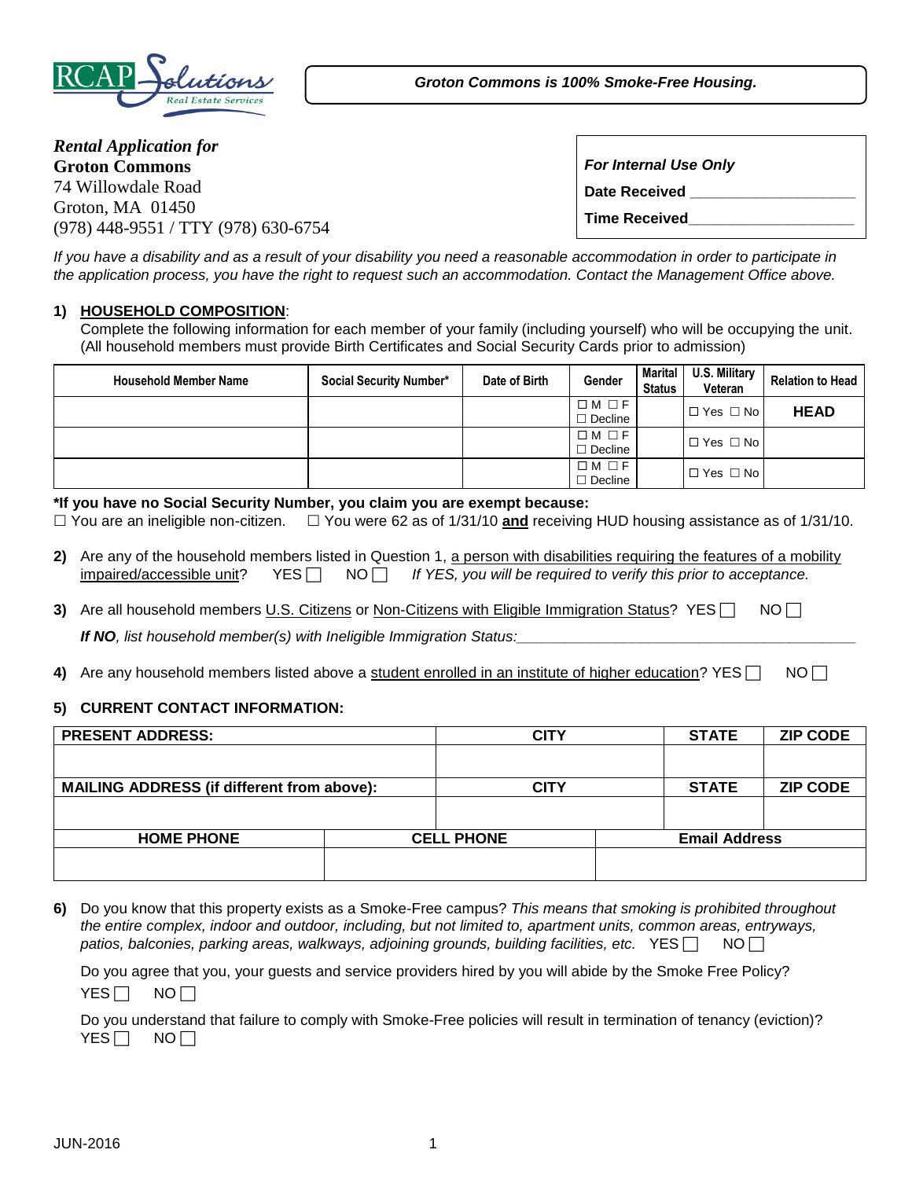RCAP Solutions Real Estate Services

***Groton Commons is 100% Smoke-Free Housing.***

***Rental Application for***
**Groton Commons**
74 Willowdale Road
Groton, MA 01450
(978) 448-9551 / TTY (978) 630-6754

| ***For Internal Use Only*** |
|---|
| **Date Received** ___________________ |
| **Time Received**___________________ |

*If you have a disability and as a result of your disability you need a reasonable accommodation in order to participate in the application process, you have the right to request such an accommodation. Contact the Management Office above.*

**1) HOUSEHOLD COMPOSITION**:
Complete the following information for each member of your family (including yourself) who will be occupying the unit. (All household members must provide Birth Certificates and Social Security Cards prior to admission)

| Household Member Name | Social Security Number* | Date of Birth | Gender | Marital Status | U.S. Military Veteran | Relation to Head |
|---|---|---|---|---|---|---|
| | | | ☐ M ☐ F ☐ Decline | | ☐ Yes ☐ No | **HEAD** |
| | | | ☐ M ☐ F ☐ Decline | | ☐ Yes ☐ No | |
| | | | ☐ M ☐ F ☐ Decline | | ☐ Yes ☐ No | |

**\*If you have no Social Security Number, you claim you are exempt because:**
☐ You are an ineligible non-citizen. ☐ You were 62 as of 1/31/10 **and** receiving HUD housing assistance as of 1/31/10.

**2)** Are any of the household members listed in Question 1, a person with disabilities requiring the features of a mobility impaired/accessible unit? YES ☐ NO ☐ *If YES, you will be required to verify this prior to acceptance.*

**3)** Are all household members U.S. Citizens or Non-Citizens with Eligible Immigration Status? YES ☐ NO ☐
***If NO**, list household member(s) with Ineligible Immigration Status:*_________________________________________

**4)** Are any household members listed above a student enrolled in an institute of higher education? YES ☐ NO ☐

**5) CURRENT CONTACT INFORMATION:**

| PRESENT ADDRESS: | CITY | STATE | ZIP CODE |
|---|---|---|---|
| | | | |
| **MAILING ADDRESS (if different from above):** | **CITY** | **STATE** | **ZIP CODE** |
| | | | |

| HOME PHONE | CELL PHONE | Email Address |
|---|---|---|
| | | |

**6)** Do you know that this property exists as a Smoke-Free campus? *This means that smoking is prohibited throughout the entire complex, indoor and outdoor, including, but not limited to, apartment units, common areas, entryways, patios, balconies, parking areas, walkways, adjoining grounds, building facilities, etc.* YES ☐ NO ☐

Do you agree that you, your guests and service providers hired by you will abide by the Smoke Free Policy?
YES ☐ NO ☐

Do you understand that failure to comply with Smoke-Free policies will result in termination of tenancy (eviction)?
YES ☐ NO ☐

JUN-2016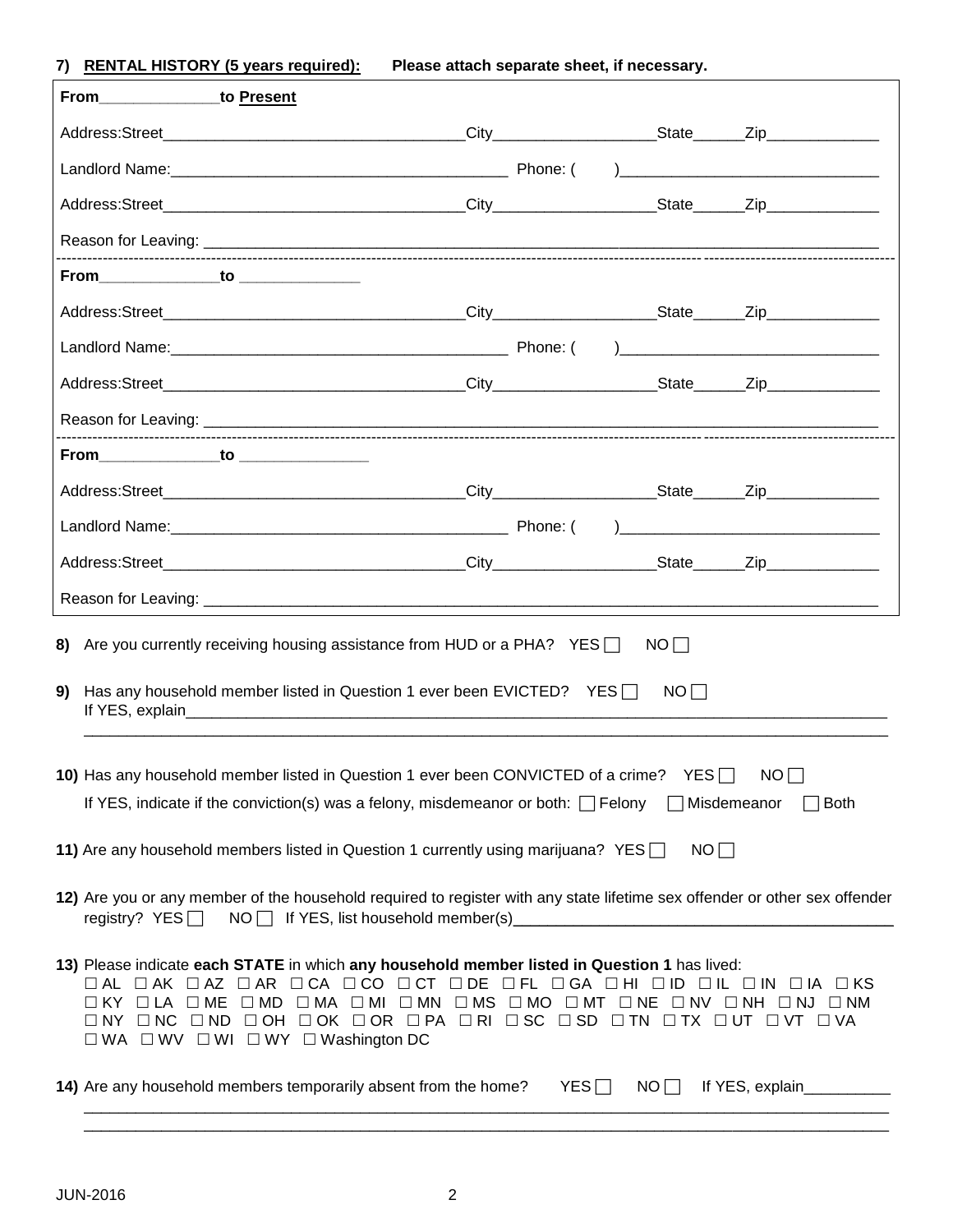**7) RENTAL HISTORY (5 years required): Please attach separate sheet, if necessary.**

**From______________ to Present**

Address:Street___________________________________City___________________State______Zip_____________

Landlord Name:_______________________________________ Phone: ( )______________________________

Address:Street___________________________________City___________________State______Zip_____________

Reason for Leaving: ______________________________________________________________________________

**From______________ to ______________**

Address:Street___________________________________City___________________State______Zip_____________

Landlord Name:_______________________________________ Phone: ( )______________________________

Address:Street___________________________________City___________________State______Zip_____________

Reason for Leaving: ______________________________________________________________________________

**From______________ to ______________**

Address:Street___________________________________City___________________State______Zip_____________

Landlord Name:_______________________________________ Phone: ( )______________________________

Address:Street___________________________________City___________________State______Zip_____________

Reason for Leaving: ______________________________________________________________________________

**8)** Are you currently receiving housing assistance from HUD or a PHA? YES ☐ NO ☐

**9)** Has any household member listed in Question 1 ever been EVICTED? YES ☐ NO ☐
If YES, explain_________________________________________________________________________________
______________________________________________________________________________________________

**10)** Has any household member listed in Question 1 ever been CONVICTED of a crime? YES ☐ NO ☐

If YES, indicate if the conviction(s) was a felony, misdemeanor or both: ☐ Felony ☐ Misdemeanor ☐ Both

**11)** Are any household members listed in Question 1 currently using marijuana? YES ☐ NO ☐

**12)** Are you or any member of the household required to register with any state lifetime sex offender or other sex offender registry? YES ☐ NO ☐ If YES, list household member(s)_________________________________________

**13)** Please indicate **each STATE** in which **any household member listed in Question 1** has lived:
☐ AL ☐ AK ☐ AZ ☐ AR ☐ CA ☐ CO ☐ CT ☐ DE ☐ FL ☐ GA ☐ HI ☐ ID ☐ IL ☐ IN ☐ IA ☐ KS
☐ KY ☐ LA ☐ ME ☐ MD ☐ MA ☐ MI ☐ MN ☐ MS ☐ MO ☐ MT ☐ NE ☐ NV ☐ NH ☐ NJ ☐ NM
☐ NY ☐ NC ☐ ND ☐ OH ☐ OK ☐ OR ☐ PA ☐ RI ☐ SC ☐ SD ☐ TN ☐ TX ☐ UT ☐ VT ☐ VA
☐ WA ☐ WV ☐ WI ☐ WY ☐ Washington DC

**14)** Are any household members temporarily absent from the home? YES ☐ NO ☐ If YES, explain__________
______________________________________________________________________________________________
______________________________________________________________________________________________

JUN-2016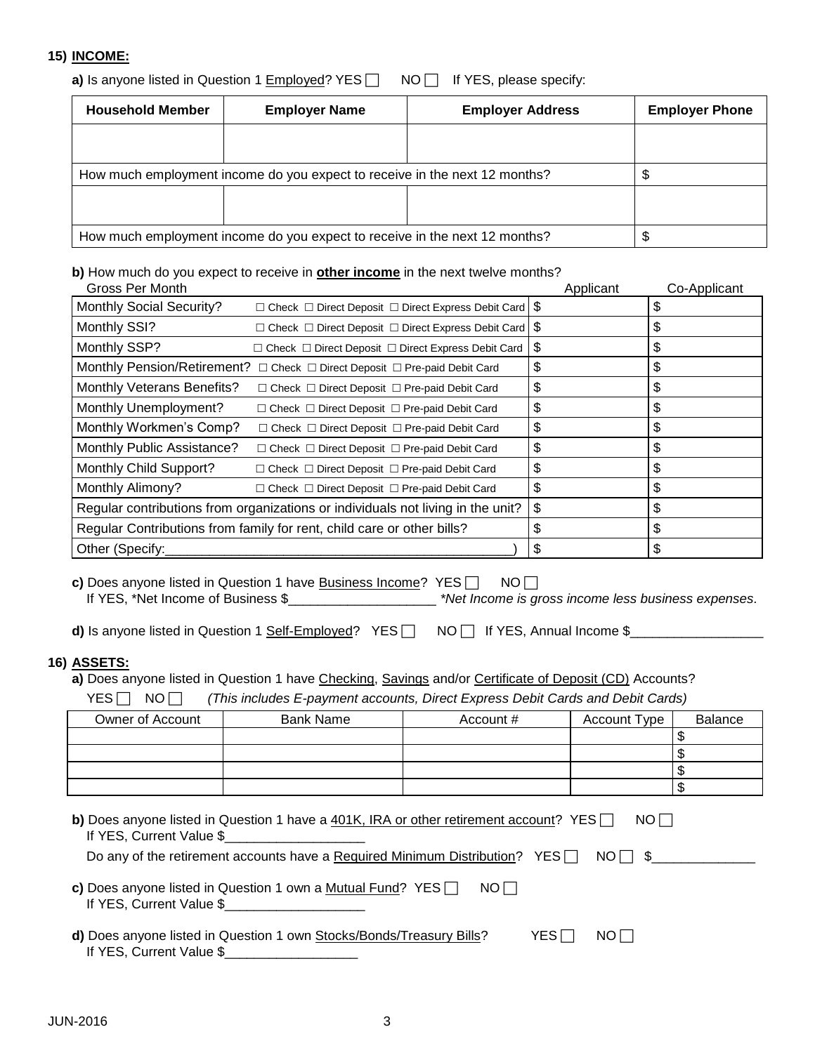**15) INCOME:**

**a)** Is anyone listed in Question 1 Employed? YES ☐ NO ☐ If YES, please specify:

| Household Member | Employer Name | Employer Address | Employer Phone |
|---|---|---|---|
| | | | |
| How much employment income do you expect to receive in the next 12 months? | | | $ |
| | | | |
| How much employment income do you expect to receive in the next 12 months? | | | $ |

**b)** How much do you expect to receive in **other income** in the next twelve months?

| Gross Per Month | | Applicant | Co-Applicant |
|---|---|---|---|
| Monthly Social Security? | ☐ Check ☐ Direct Deposit ☐ Direct Express Debit Card | $ | $ |
| Monthly SSI? | ☐ Check ☐ Direct Deposit ☐ Direct Express Debit Card | $ | $ |
| Monthly SSP? | ☐ Check ☐ Direct Deposit ☐ Direct Express Debit Card | $ | $ |
| Monthly Pension/Retirement? | ☐ Check ☐ Direct Deposit ☐ Pre-paid Debit Card | $ | $ |
| Monthly Veterans Benefits? | ☐ Check ☐ Direct Deposit ☐ Pre-paid Debit Card | $ | $ |
| Monthly Unemployment? | ☐ Check ☐ Direct Deposit ☐ Pre-paid Debit Card | $ | $ |
| Monthly Workmen's Comp? | ☐ Check ☐ Direct Deposit ☐ Pre-paid Debit Card | $ | $ |
| Monthly Public Assistance? | ☐ Check ☐ Direct Deposit ☐ Pre-paid Debit Card | $ | $ |
| Monthly Child Support? | ☐ Check ☐ Direct Deposit ☐ Pre-paid Debit Card | $ | $ |
| Monthly Alimony? | ☐ Check ☐ Direct Deposit ☐ Pre-paid Debit Card | $ | $ |
| Regular contributions from organizations or individuals not living in the unit? | | $ | $ |
| Regular Contributions from family for rent, child care or other bills? | | $ | $ |
| Other (Specify:_______________________________________________) | | $ | $ |

**c)** Does anyone listed in Question 1 have Business Income? YES ☐ NO ☐
If YES, *Net Income of Business $____________________ *\*Net Income is gross income less business expenses.*

**d)** Is anyone listed in Question 1 Self-Employed? YES ☐ NO ☐ If YES, Annual Income $__________________

**16) ASSETS:**

**a)** Does anyone listed in Question 1 have Checking, Savings and/or Certificate of Deposit (CD) Accounts?
YES ☐ NO ☐ *(This includes E-payment accounts, Direct Express Debit Cards and Debit Cards)*

| Owner of Account | Bank Name | Account # | Account Type | Balance |
|---|---|---|---|---|
| | | | | $ |
| | | | | $ |
| | | | | $ |
| | | | | $ |

**b)** Does anyone listed in Question 1 have a 401K, IRA or other retirement account? YES ☐ NO ☐
If YES, Current Value $___________________

Do any of the retirement accounts have a Required Minimum Distribution? YES ☐ NO ☐ $______________

**c)** Does anyone listed in Question 1 own a Mutual Fund? YES ☐ NO ☐
If YES, Current Value $___________________

**d)** Does anyone listed in Question 1 own Stocks/Bonds/Treasury Bills? YES ☐ NO ☐
If YES, Current Value $__________________

JUN-2016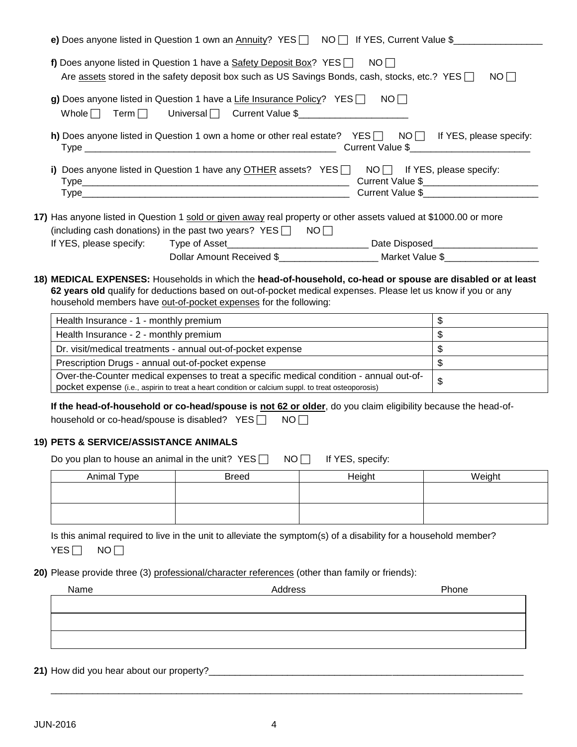**e)** Does anyone listed in Question 1 own an Annuity? YES ☐ NO ☐ If YES, Current Value $_________________

**f)** Does anyone listed in Question 1 have a Safety Deposit Box? YES ☐ NO ☐
Are assets stored in the safety deposit box such as US Savings Bonds, cash, stocks, etc.? YES ☐ NO ☐

**g)** Does anyone listed in Question 1 have a Life Insurance Policy? YES ☐ NO ☐
Whole ☐ Term ☐ Universal ☐ Current Value $_____________________

**h)** Does anyone listed in Question 1 own a home or other real estate? YES ☐ NO ☐ If YES, please specify:
Type ________________________________________________ Current Value $_______________________

**i)** Does anyone listed in Question 1 have any OTHER assets? YES ☐ NO ☐ If YES, please specify:
Type_____________________________________________________ Current Value $______________________
Type_____________________________________________________ Current Value $______________________

**17)** Has anyone listed in Question 1 sold or given away real property or other assets valued at $1000.00 or more (including cash donations) in the past two years? YES ☐ NO ☐
If YES, please specify: Type of Asset___________________________ Date Disposed_____________________
Dollar Amount Received $___________________ Market Value $__________________

**18) MEDICAL EXPENSES:** Households in which the **head-of-household, co-head or spouse are disabled or at least 62 years old** qualify for deductions based on out-of-pocket medical expenses. Please let us know if you or any household members have out-of-pocket expenses for the following:

| | |
|---|---|
| Health Insurance - 1 - monthly premium | $ |
| Health Insurance - 2 - monthly premium | $ |
| Dr. visit/medical treatments - annual out-of-pocket expense | $ |
| Prescription Drugs - annual out-of-pocket expense | $ |
| Over-the-Counter medical expenses to treat a specific medical condition - annual out-of-pocket expense (i.e., aspirin to treat a heart condition or calcium suppl. to treat osteoporosis) | $ |

**If the head-of-household or co-head/spouse is not 62 or older**, do you claim eligibility because the head-of-household or co-head/spouse is disabled? YES ☐ NO ☐

**19) PETS & SERVICE/ASSISTANCE ANIMALS**

Do you plan to house an animal in the unit? YES ☐ NO ☐ If YES, specify:

| Animal Type | Breed | Height | Weight |
|---|---|---|---|
| | | | |
| | | | |

Is this animal required to live in the unit to alleviate the symptom(s) of a disability for a household member?
YES ☐ NO ☐

**20)** Please provide three (3) professional/character references (other than family or friends):

| Name | Address | Phone |
|---|---|---|
| | | |
| | | |
| | | |

**21)** How did you hear about our property?______________________________________________________________

_____________________________________________________________________________________________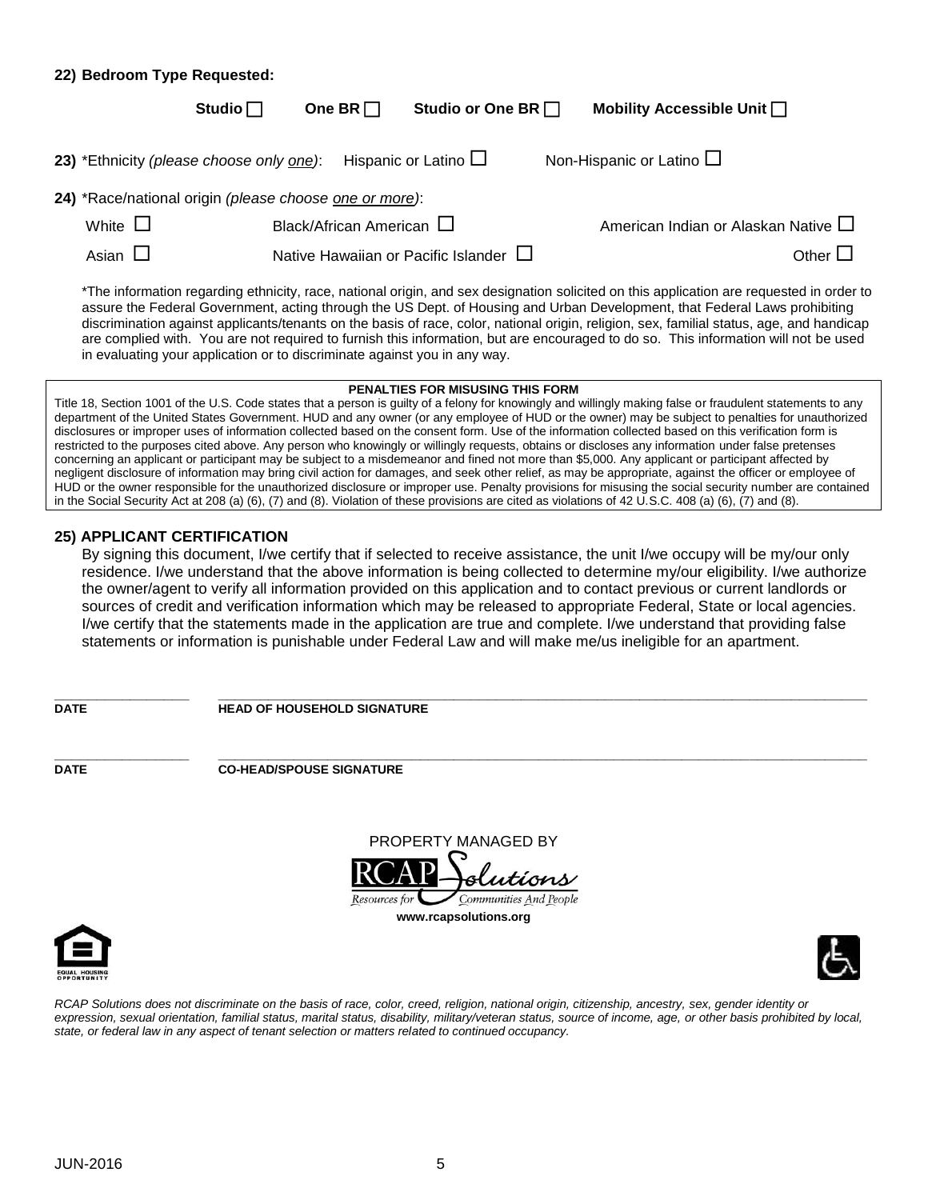**22) Bedroom Type Requested:**

**Studio** ☐ **One BR** ☐ **Studio or One BR** ☐ **Mobility Accessible Unit** ☐

**23)** *Ethnicity *(please choose only one)*: Hispanic or Latino ☐ Non-Hispanic or Latino ☐

**24)** *Race/national origin *(please choose one or more)*:

White ☐ Black/African American ☐ American Indian or Alaskan Native ☐

Asian ☐ Native Hawaiian or Pacific Islander ☐ Other ☐

*The information regarding ethnicity, race, national origin, and sex designation solicited on this application are requested in order to assure the Federal Government, acting through the US Dept. of Housing and Urban Development, that Federal Laws prohibiting discrimination against applicants/tenants on the basis of race, color, national origin, religion, sex, familial status, age, and handicap are complied with. You are not required to furnish this information, but are encouraged to do so. This information will not be used in evaluating your application or to discriminate against you in any way.

**PENALTIES FOR MISUSING THIS FORM**

Title 18, Section 1001 of the U.S. Code states that a person is guilty of a felony for knowingly and willingly making false or fraudulent statements to any department of the United States Government. HUD and any owner (or any employee of HUD or the owner) may be subject to penalties for unauthorized disclosures or improper uses of information collected based on the consent form. Use of the information collected based on this verification form is restricted to the purposes cited above. Any person who knowingly or willingly requests, obtains or discloses any information under false pretenses concerning an applicant or participant may be subject to a misdemeanor and fined not more than $5,000. Any applicant or participant affected by negligent disclosure of information may bring civil action for damages, and seek other relief, as may be appropriate, against the officer or employee of HUD or the owner responsible for the unauthorized disclosure or improper use. Penalty provisions for misusing the social security number are contained in the Social Security Act at 208 (a) (6), (7) and (8). Violation of these provisions are cited as violations of 42 U.S.C. 408 (a) (6), (7) and (8).

**25) APPLICANT CERTIFICATION**

By signing this document, I/we certify that if selected to receive assistance, the unit I/we occupy will be my/our only residence. I/we understand that the above information is being collected to determine my/our eligibility. I/we authorize the owner/agent to verify all information provided on this application and to contact previous or current landlords or sources of credit and verification information which may be released to appropriate Federal, State or local agencies. I/we certify that the statements made in the application are true and complete. I/we understand that providing false statements or information is punishable under Federal Law and will make me/us ineligible for an apartment.

\_\_\_\_\_\_\_\_\_\_\_\_\_\_\_\_ \_\_\_\_\_\_\_\_\_\_\_\_\_\_\_\_\_\_\_\_\_\_\_\_\_\_\_\_\_\_\_\_\_\_\_\_\_\_\_\_\_\_\_\_\_\_\_\_\_\_\_\_\_\_\_\_\_\_\_\_

**DATE** **HEAD OF HOUSEHOLD SIGNATURE**

\_\_\_\_\_\_\_\_\_\_\_\_\_\_\_\_ \_\_\_\_\_\_\_\_\_\_\_\_\_\_\_\_\_\_\_\_\_\_\_\_\_\_\_\_\_\_\_\_\_\_\_\_\_\_\_\_\_\_\_\_\_\_\_\_\_\_\_\_\_\_\_\_\_\_\_\_

**DATE** **CO-HEAD/SPOUSE SIGNATURE**

PROPERTY MANAGED BY

RCAP Solutions — Resources for Communities And People

**www.rcapsolutions.org**

EQUAL HOUSING OPPORTUNITY

*RCAP Solutions does not discriminate on the basis of race, color, creed, religion, national origin, citizenship, ancestry, sex, gender identity or expression, sexual orientation, familial status, marital status, disability, military/veteran status, source of income, age, or other basis prohibited by local, state, or federal law in any aspect of tenant selection or matters related to continued occupancy.*

JUN-2016